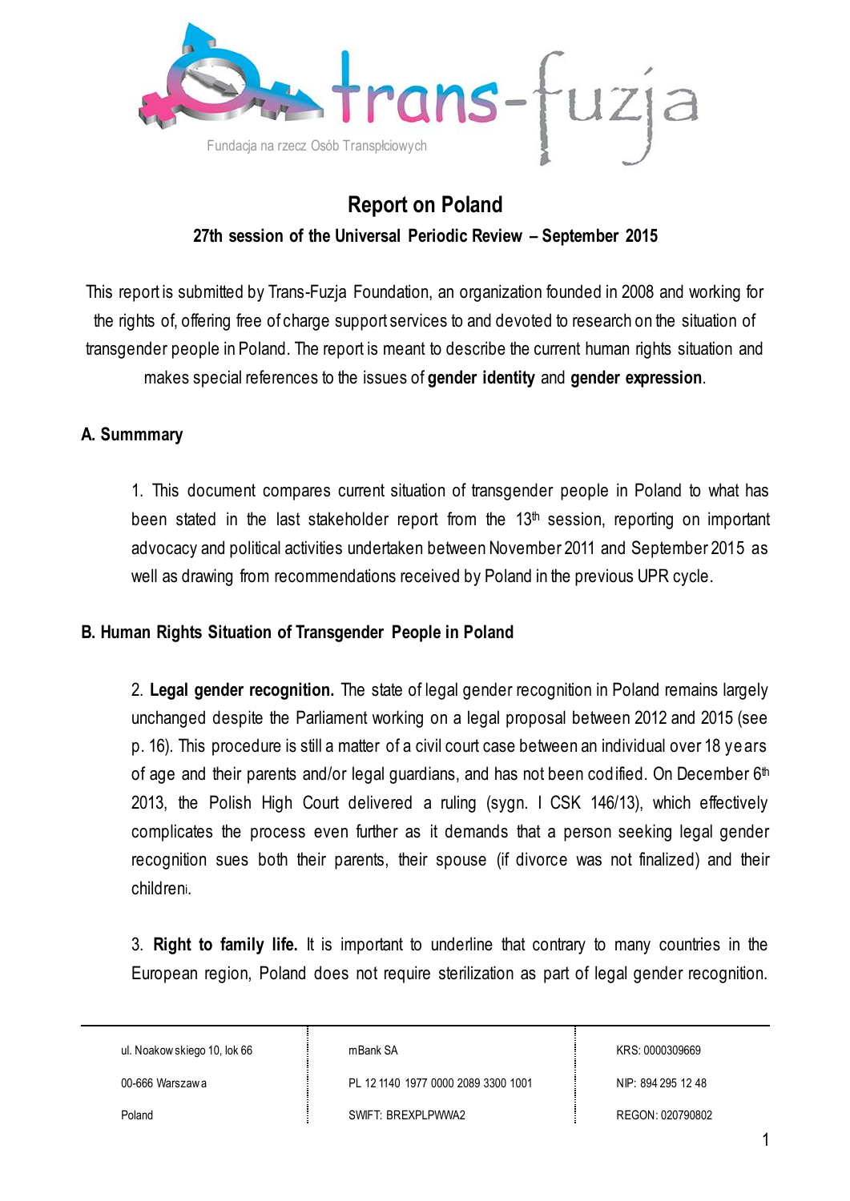trans-fuzja

Fundacja na rzecz Osób Transpłciowych

# Report on Poland

**27th session of the Universal Periodic Review – September 2015**

This report is submitted by Trans-Fuzja Foundation, an organization founded in 2008 and working for the rights of, offering free of charge support services to and devoted to research on the situation of transgender people in Poland. The report is meant to describe the current human rights situation and makes special references to the issues of **gender identity** and **gender expression**.

## A. Summmary

1. This document compares current situation of transgender people in Poland to what has been stated in the last stakeholder report from the 13th session, reporting on important advocacy and political activities undertaken between November 2011 and September 2015 as well as drawing from recommendations received by Poland in the previous UPR cycle.

## B. Human Rights Situation of Transgender People in Poland

2. **Legal gender recognition.** The state of legal gender recognition in Poland remains largely unchanged despite the Parliament working on a legal proposal between 2012 and 2015 (see p. 16). This procedure is still a matter of a civil court case between an individual over 18 years of age and their parents and/or legal guardians, and has not been codified. On December 6th 2013, the Polish High Court delivered a ruling (sygn. I CSK 146/13), which effectively complicates the process even further as it demands that a person seeking legal gender recognition sues both their parents, their spouse (if divorce was not finalized) and their children[i].

3. **Right to family life.** It is important to underline that contrary to many countries in the European region, Poland does not require sterilization as part of legal gender recognition.

| ul. Noakowskiego 10, lok 66 | mBank SA | KRS: 0000309669 |
|---|---|---|
| 00-666 Warszawa | PL 12 1140 1977 0000 2089 3300 1001 | NIP: 894 295 12 48 |
| Poland | SWIFT: BREXPLPWWA2 | REGON: 020790802 |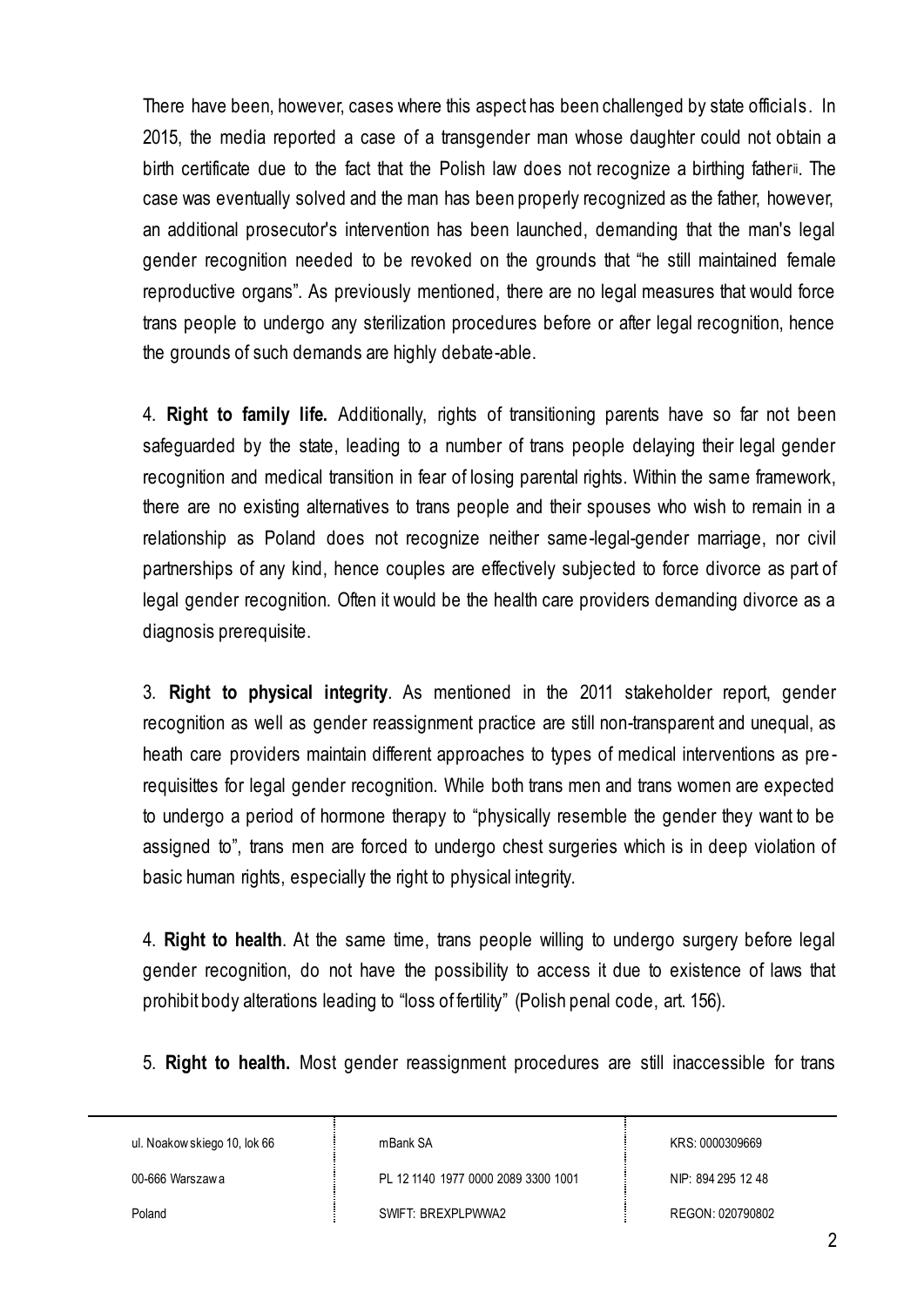There have been, however, cases where this aspect has been challenged by state officials. In 2015, the media reported a case of a transgender man whose daughter could not obtain a birth certificate due to the fact that the Polish law does not recognize a birthing father[ii]. The case was eventually solved and the man has been properly recognized as the father, however, an additional prosecutor's intervention has been launched, demanding that the man's legal gender recognition needed to be revoked on the grounds that "he still maintained female reproductive organs". As previously mentioned, there are no legal measures that would force trans people to undergo any sterilization procedures before or after legal recognition, hence the grounds of such demands are highly debate-able.

4. **Right to family life.** Additionally, rights of transitioning parents have so far not been safeguarded by the state, leading to a number of trans people delaying their legal gender recognition and medical transition in fear of losing parental rights. Within the same framework, there are no existing alternatives to trans people and their spouses who wish to remain in a relationship as Poland does not recognize neither same-legal-gender marriage, nor civil partnerships of any kind, hence couples are effectively subjected to force divorce as part of legal gender recognition. Often it would be the health care providers demanding divorce as a diagnosis prerequisite.

3. **Right to physical integrity**. As mentioned in the 2011 stakeholder report, gender recognition as well as gender reassignment practice are still non-transparent and unequal, as heath care providers maintain different approaches to types of medical interventions as pre-requisittes for legal gender recognition. While both trans men and trans women are expected to undergo a period of hormone therapy to "physically resemble the gender they want to be assigned to", trans men are forced to undergo chest surgeries which is in deep violation of basic human rights, especially the right to physical integrity.

4. **Right to health**. At the same time, trans people willing to undergo surgery before legal gender recognition, do not have the possibility to access it due to existence of laws that prohibit body alterations leading to "loss of fertility" (Polish penal code, art. 156).

5. **Right to health.** Most gender reassignment procedures are still inaccessible for trans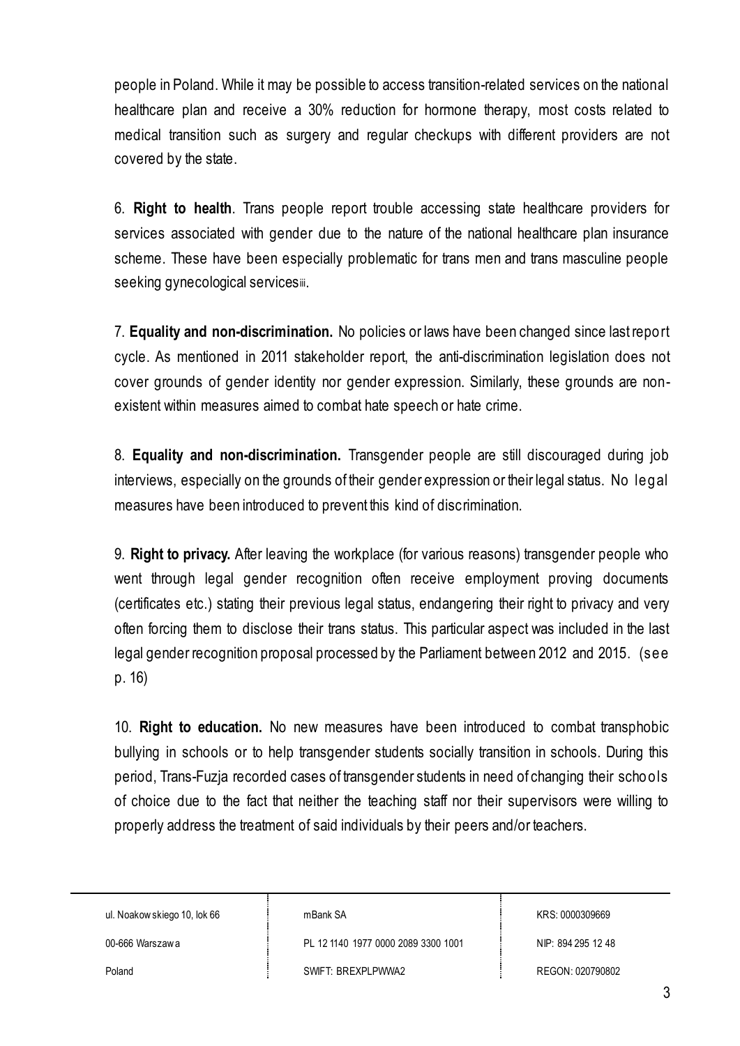people in Poland. While it may be possible to access transition-related services on the national healthcare plan and receive a 30% reduction for hormone therapy, most costs related to medical transition such as surgery and regular checkups with different providers are not covered by the state.

6. **Right to health**. Trans people report trouble accessing state healthcare providers for services associated with gender due to the nature of the national healthcare plan insurance scheme. These have been especially problematic for trans men and trans masculine people seeking gynecological services[iii].

7. **Equality and non-discrimination.** No policies or laws have been changed since last report cycle. As mentioned in 2011 stakeholder report, the anti-discrimination legislation does not cover grounds of gender identity nor gender expression. Similarly, these grounds are non-existent within measures aimed to combat hate speech or hate crime.

8. **Equality and non-discrimination.** Transgender people are still discouraged during job interviews, especially on the grounds of their gender expression or their legal status. No legal measures have been introduced to prevent this kind of discrimination.

9. **Right to privacy.** After leaving the workplace (for various reasons) transgender people who went through legal gender recognition often receive employment proving documents (certificates etc.) stating their previous legal status, endangering their right to privacy and very often forcing them to disclose their trans status. This particular aspect was included in the last legal gender recognition proposal processed by the Parliament between 2012 and 2015. (see p. 16)

10. **Right to education.** No new measures have been introduced to combat transphobic bullying in schools or to help transgender students socially transition in schools. During this period, Trans-Fuzja recorded cases of transgender students in need of changing their schools of choice due to the fact that neither the teaching staff nor their supervisors were willing to properly address the treatment of said individuals by their peers and/or teachers.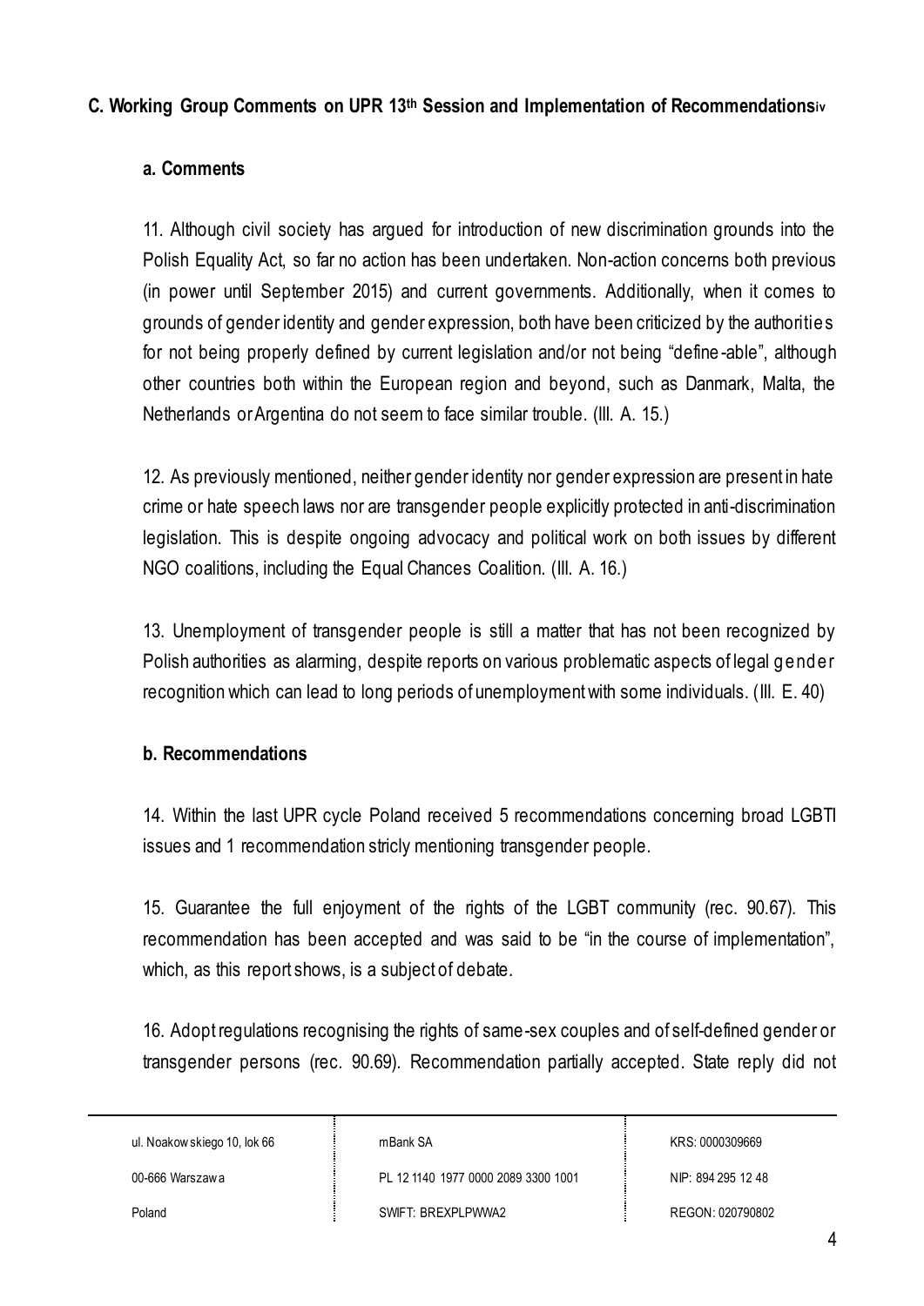### C. Working Group Comments on UPR 13th Session and Implementation of Recommendations[iv]

#### a. Comments

11. Although civil society has argued for introduction of new discrimination grounds into the Polish Equality Act, so far no action has been undertaken. Non-action concerns both previous (in power until September 2015) and current governments. Additionally, when it comes to grounds of gender identity and gender expression, both have been criticized by the authorities for not being properly defined by current legislation and/or not being "define-able", although other countries both within the European region and beyond, such as Danmark, Malta, the Netherlands or Argentina do not seem to face similar trouble. (III. A. 15.)

12. As previously mentioned, neither gender identity nor gender expression are present in hate crime or hate speech laws nor are transgender people explicitly protected in anti-discrimination legislation. This is despite ongoing advocacy and political work on both issues by different NGO coalitions, including the Equal Chances Coalition. (III. A. 16.)

13. Unemployment of transgender people is still a matter that has not been recognized by Polish authorities as alarming, despite reports on various problematic aspects of legal gender recognition which can lead to long periods of unemployment with some individuals. (III. E. 40)

#### b. Recommendations

14. Within the last UPR cycle Poland received 5 recommendations concerning broad LGBTI issues and 1 recommendation stricly mentioning transgender people.

15. Guarantee the full enjoyment of the rights of the LGBT community (rec. 90.67). This recommendation has been accepted and was said to be "in the course of implementation", which, as this report shows, is a subject of debate.

16. Adopt regulations recognising the rights of same-sex couples and of self-defined gender or transgender persons (rec. 90.69). Recommendation partially accepted. State reply did not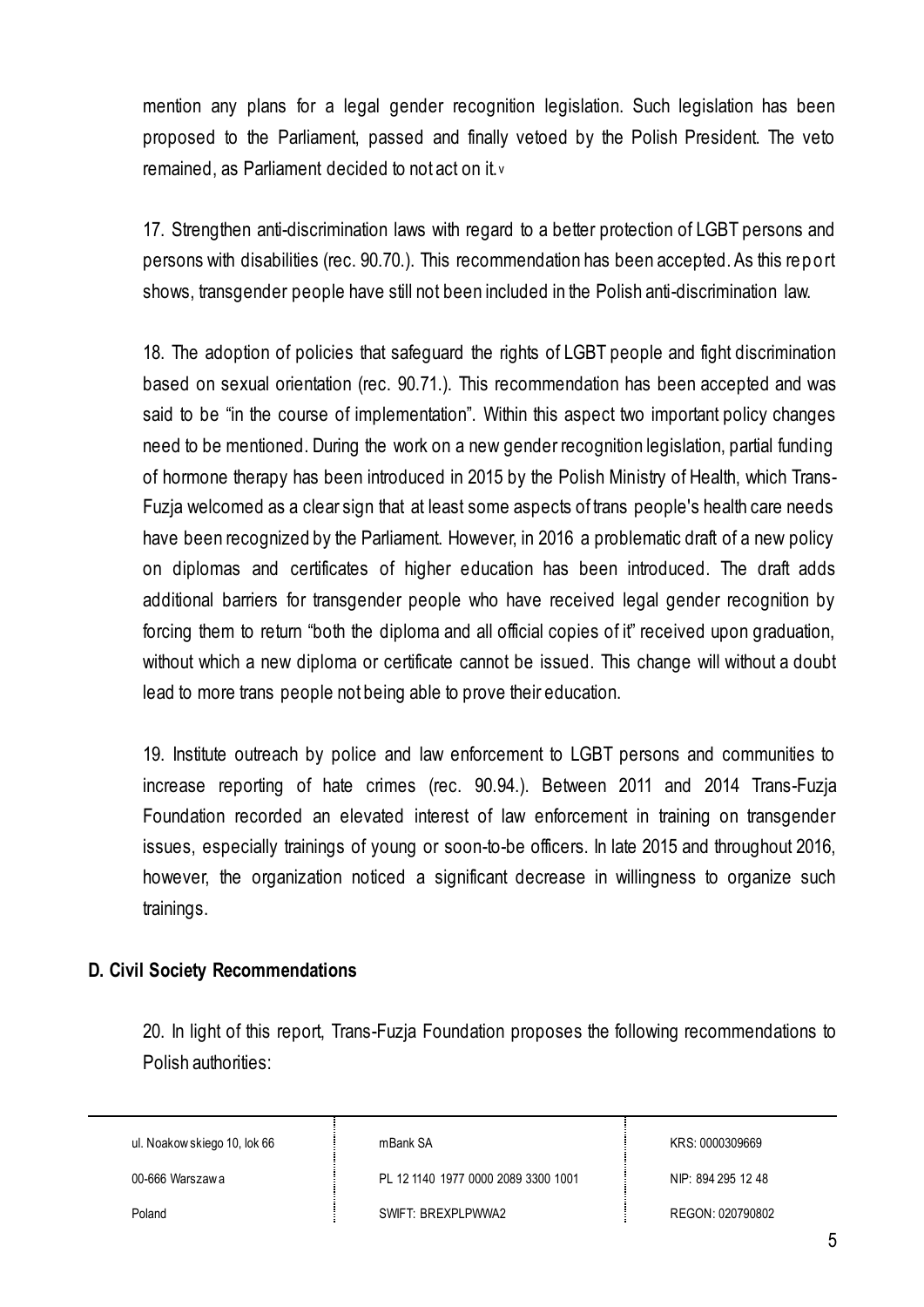mention any plans for a legal gender recognition legislation. Such legislation has been proposed to the Parliament, passed and finally vetoed by the Polish President. The veto remained, as Parliament decided to not act on it.[v]

17. Strengthen anti-discrimination laws with regard to a better protection of LGBT persons and persons with disabilities (rec. 90.70.). This recommendation has been accepted. As this report shows, transgender people have still not been included in the Polish anti-discrimination law.

18. The adoption of policies that safeguard the rights of LGBT people and fight discrimination based on sexual orientation (rec. 90.71.). This recommendation has been accepted and was said to be "in the course of implementation". Within this aspect two important policy changes need to be mentioned. During the work on a new gender recognition legislation, partial funding of hormone therapy has been introduced in 2015 by the Polish Ministry of Health, which Trans-Fuzja welcomed as a clear sign that at least some aspects of trans people's health care needs have been recognized by the Parliament. However, in 2016 a problematic draft of a new policy on diplomas and certificates of higher education has been introduced. The draft adds additional barriers for transgender people who have received legal gender recognition by forcing them to return "both the diploma and all official copies of it" received upon graduation, without which a new diploma or certificate cannot be issued. This change will without a doubt lead to more trans people not being able to prove their education.

19. Institute outreach by police and law enforcement to LGBT persons and communities to increase reporting of hate crimes (rec. 90.94.). Between 2011 and 2014 Trans-Fuzja Foundation recorded an elevated interest of law enforcement in training on transgender issues, especially trainings of young or soon-to-be officers. In late 2015 and throughout 2016, however, the organization noticed a significant decrease in willingness to organize such trainings.

## D. Civil Society Recommendations

20. In light of this report, Trans-Fuzja Foundation proposes the following recommendations to Polish authorities: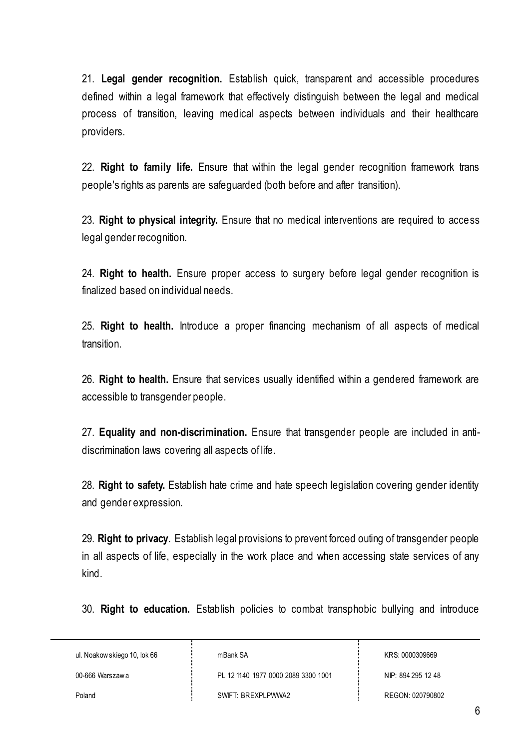21. **Legal gender recognition.** Establish quick, transparent and accessible procedures defined within a legal framework that effectively distinguish between the legal and medical process of transition, leaving medical aspects between individuals and their healthcare providers.

22. **Right to family life.** Ensure that within the legal gender recognition framework trans people's rights as parents are safeguarded (both before and after transition).

23. **Right to physical integrity.** Ensure that no medical interventions are required to access legal gender recognition.

24. **Right to health.** Ensure proper access to surgery before legal gender recognition is finalized based on individual needs.

25. **Right to health.** Introduce a proper financing mechanism of all aspects of medical transition.

26. **Right to health.** Ensure that services usually identified within a gendered framework are accessible to transgender people.

27. **Equality and non-discrimination.** Ensure that transgender people are included in anti-discrimination laws covering all aspects of life.

28. **Right to safety.** Establish hate crime and hate speech legislation covering gender identity and gender expression.

29. **Right to privacy**. Establish legal provisions to prevent forced outing of transgender people in all aspects of life, especially in the work place and when accessing state services of any kind.

30. **Right to education.** Establish policies to combat transphobic bullying and introduce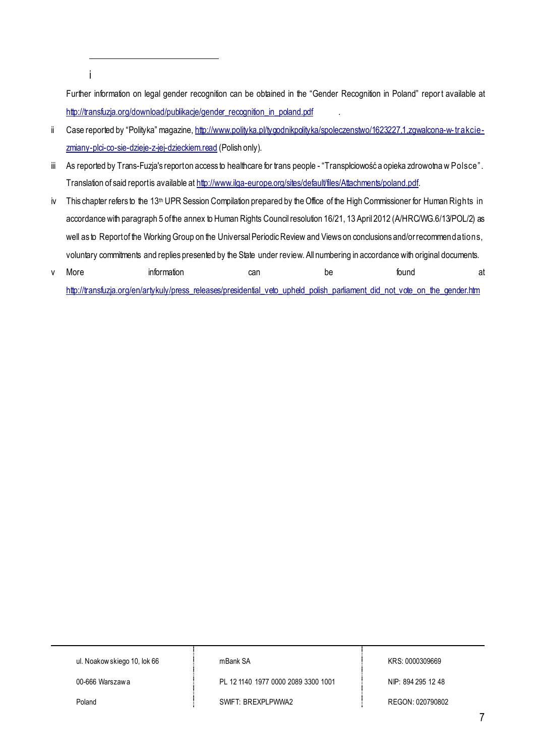i Further information on legal gender recognition can be obtained in the "Gender Recognition in Poland" report available at http://transfuzja.org/download/publikacje/gender_recognition_in_poland.pdf .

ii Case reported by "Polityka" magazine, http://www.polityka.pl/tygodnikpolityka/spoleczenstwo/1623227,1,zgwalcona-w-trakcie-zmiany-plci-co-sie-dzieje-z-jej-dzieckiem.read (Polish only).

iii As reported by Trans-Fuzja's report on access to healthcare for trans people - "Transpłciowość a opieka zdrowotna w Polsce". Translation of said report is available at http://www.ilga-europe.org/sites/default/files/Attachments/poland.pdf.

iv This chapter refers to the 13th UPR Session Compilation prepared by the Office of the High Commissioner for Human Rights in accordance with paragraph 5 of the annex to Human Rights Council resolution 16/21, 13 April 2012 (A/HRC/WG.6/13/POL/2) as well as to Report of the Working Group on the Universal Periodic Review and Views on conclusions and/or recommendations, voluntary commitments and replies presented by the State under review. All numbering in accordance with original documents.

v More information can be found at http://transfuzja.org/en/artykuly/press_releases/presidential_veto_upheld_polish_parliament_did_not_vote_on_the_gender.htm

| | | |
|---|---|---|
| ul. Noakowskiego 10, lok 66 | mBank SA | KRS: 0000309669 |
| 00-666 Warszawa | PL 12 1140 1977 0000 2089 3300 1001 | NIP: 894 295 12 48 |
| Poland | SWIFT: BREXPLPWWA2 | REGON: 020790802 |